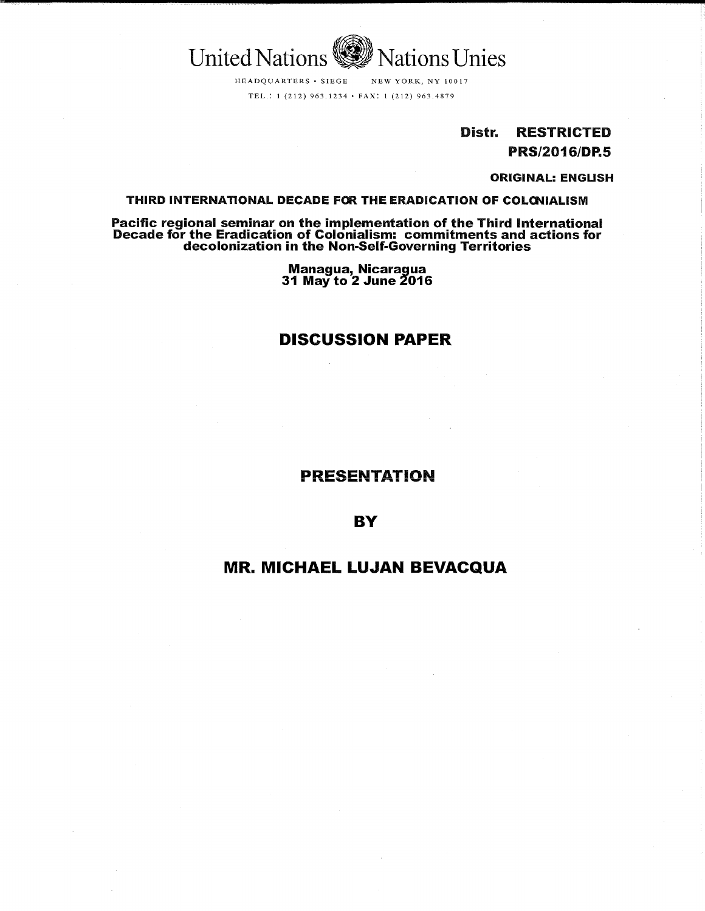United Nations Nations Unies

HEADQUARTERS • SIEGE NEW YORK, NY 10017

TEL.: 1 (212) 963.1234 • FAX: 1 (212) 963.4879

**Distr. RESTRICTED**

**PRS/2016/DP.5**

**ORIGINAL: ENGLISH**

**THIRD INTERNATIONAL DECADE FOR THE ERADICATION OF COLONIALISM**

**Pacific regional seminar on the implementation of the Third International Decade for the Eradication of Colonialism: commitments and actions for decolonization in the Non-Self-Governing Territories**

**Managua, Nicaragua**
**31 May to 2 June 2016**

# DISCUSSION PAPER

## PRESENTATION

## BY

## MR. MICHAEL LUJAN BEVACQUA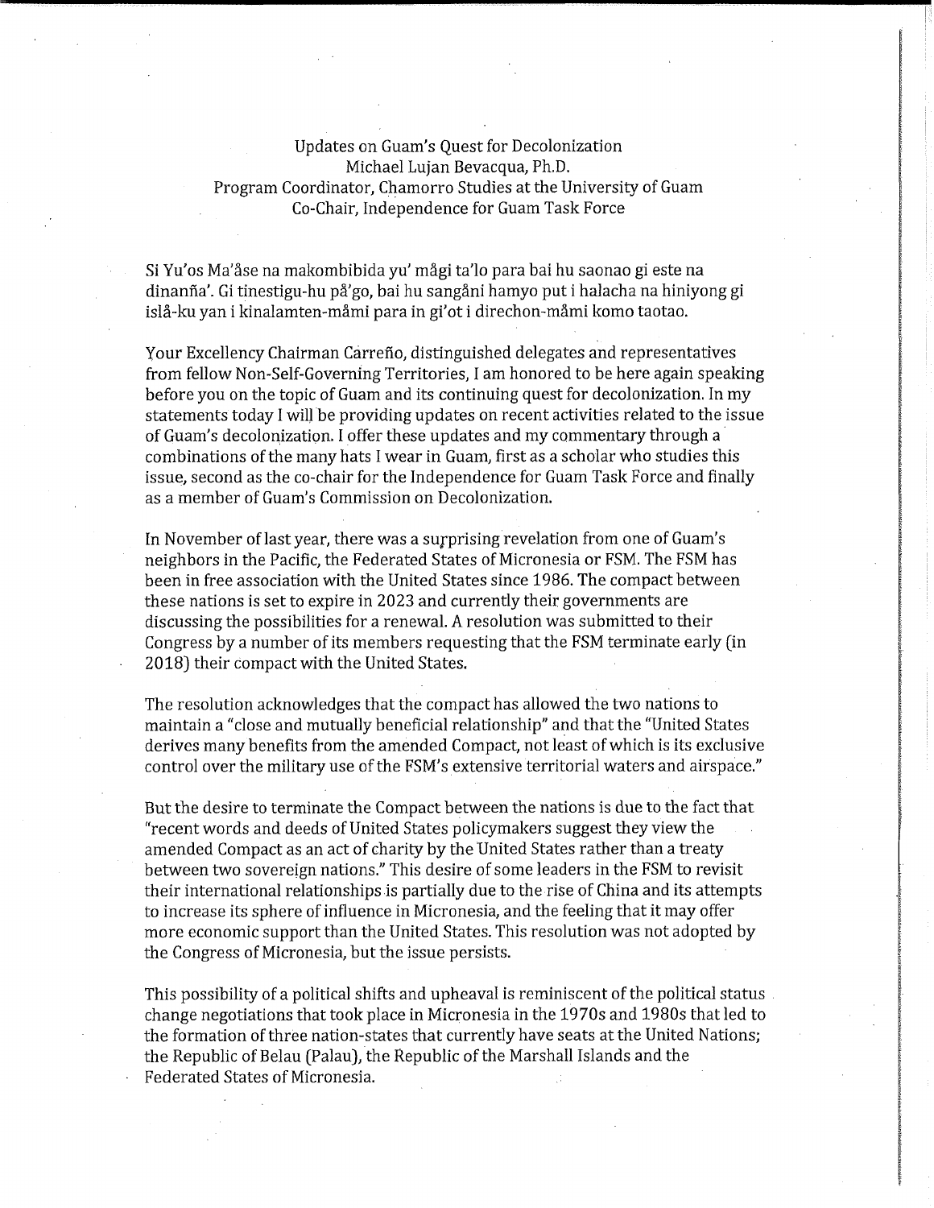Updates on Guam's Quest for Decolonization
Michael Lujan Bevacqua, Ph.D.
Program Coordinator, Chamorro Studies at the University of Guam
Co-Chair, Independence for Guam Task Force

Si Yu'os Ma'åse na makombibida yu' mågi ta'lo para bai hu saonao gi este na dinanña'. Gi tinestigu-hu på'go, bai hu sangåni hamyo put i halacha na hiniyong gi islå-ku yan i kinalamten-måmi para in gi'ot i direchon-måmi komo taotao.

Your Excellency Chairman Carreño, distinguished delegates and representatives from fellow Non-Self-Governing Territories, I am honored to be here again speaking before you on the topic of Guam and its continuing quest for decolonization. In my statements today I will be providing updates on recent activities related to the issue of Guam's decolonization. I offer these updates and my commentary through a combinations of the many hats I wear in Guam, first as a scholar who studies this issue, second as the co-chair for the Independence for Guam Task Force and finally as a member of Guam's Commission on Decolonization.

In November of last year, there was a surprising revelation from one of Guam's neighbors in the Pacific, the Federated States of Micronesia or FSM. The FSM has been in free association with the United States since 1986. The compact between these nations is set to expire in 2023 and currently their governments are discussing the possibilities for a renewal. A resolution was submitted to their Congress by a number of its members requesting that the FSM terminate early (in 2018) their compact with the United States.

The resolution acknowledges that the compact has allowed the two nations to maintain a "close and mutually beneficial relationship" and that the "United States derives many benefits from the amended Compact, not least of which is its exclusive control over the military use of the FSM's extensive territorial waters and airspace."

But the desire to terminate the Compact between the nations is due to the fact that "recent words and deeds of United States policymakers suggest they view the amended Compact as an act of charity by the United States rather than a treaty between two sovereign nations." This desire of some leaders in the FSM to revisit their international relationships is partially due to the rise of China and its attempts to increase its sphere of influence in Micronesia, and the feeling that it may offer more economic support than the United States. This resolution was not adopted by the Congress of Micronesia, but the issue persists.

This possibility of a political shifts and upheaval is reminiscent of the political status change negotiations that took place in Micronesia in the 1970s and 1980s that led to the formation of three nation-states that currently have seats at the United Nations; the Republic of Belau (Palau), the Republic of the Marshall Islands and the Federated States of Micronesia.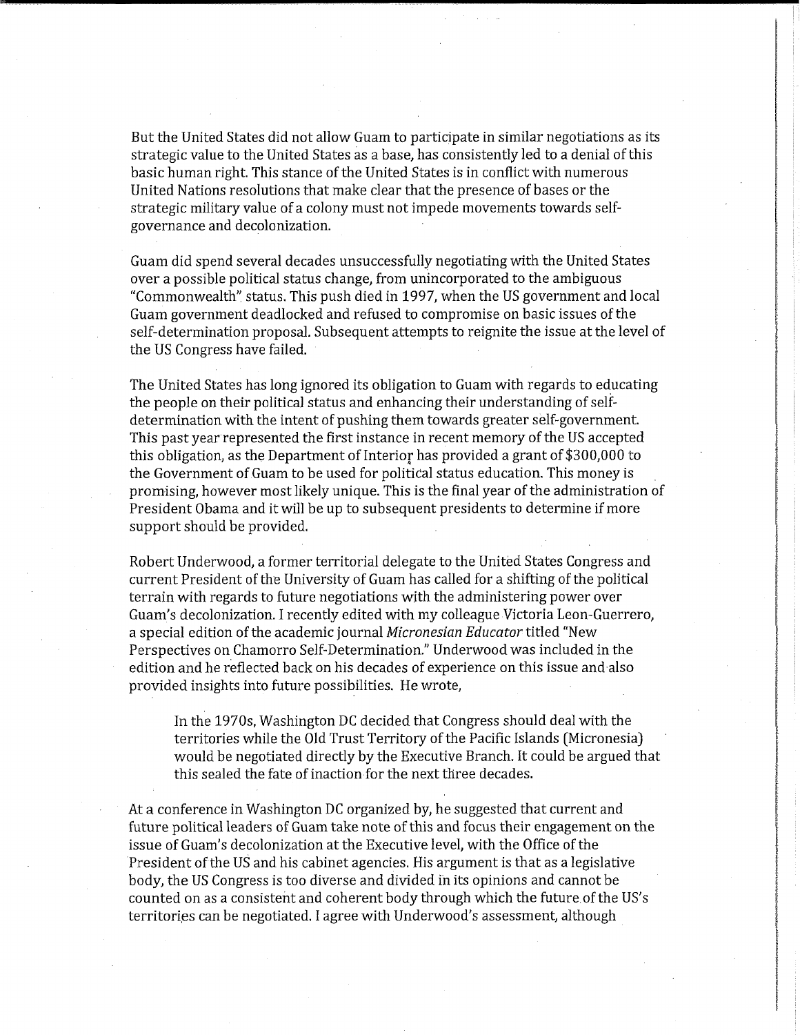But the United States did not allow Guam to participate in similar negotiations as its strategic value to the United States as a base, has consistently led to a denial of this basic human right. This stance of the United States is in conflict with numerous United Nations resolutions that make clear that the presence of bases or the strategic military value of a colony must not impede movements towards self-governance and decolonization.

Guam did spend several decades unsuccessfully negotiating with the United States over a possible political status change, from unincorporated to the ambiguous "Commonwealth" status. This push died in 1997, when the US government and local Guam government deadlocked and refused to compromise on basic issues of the self-determination proposal. Subsequent attempts to reignite the issue at the level of the US Congress have failed.

The United States has long ignored its obligation to Guam with regards to educating the people on their political status and enhancing their understanding of self-determination with the intent of pushing them towards greater self-government. This past year represented the first instance in recent memory of the US accepted this obligation, as the Department of Interior has provided a grant of $300,000 to the Government of Guam to be used for political status education. This money is promising, however most likely unique. This is the final year of the administration of President Obama and it will be up to subsequent presidents to determine if more support should be provided.

Robert Underwood, a former territorial delegate to the United States Congress and current President of the University of Guam has called for a shifting of the political terrain with regards to future negotiations with the administering power over Guam's decolonization. I recently edited with my colleague Victoria Leon-Guerrero, a special edition of the academic journal *Micronesian Educator* titled "New Perspectives on Chamorro Self-Determination." Underwood was included in the edition and he reflected back on his decades of experience on this issue and also provided insights into future possibilities. He wrote,

> In the 1970s, Washington DC decided that Congress should deal with the territories while the Old Trust Territory of the Pacific Islands (Micronesia) would be negotiated directly by the Executive Branch. It could be argued that this sealed the fate of inaction for the next three decades.

At a conference in Washington DC organized by, he suggested that current and future political leaders of Guam take note of this and focus their engagement on the issue of Guam's decolonization at the Executive level, with the Office of the President of the US and his cabinet agencies. His argument is that as a legislative body, the US Congress is too diverse and divided in its opinions and cannot be counted on as a consistent and coherent body through which the future of the US's territories can be negotiated. I agree with Underwood's assessment, although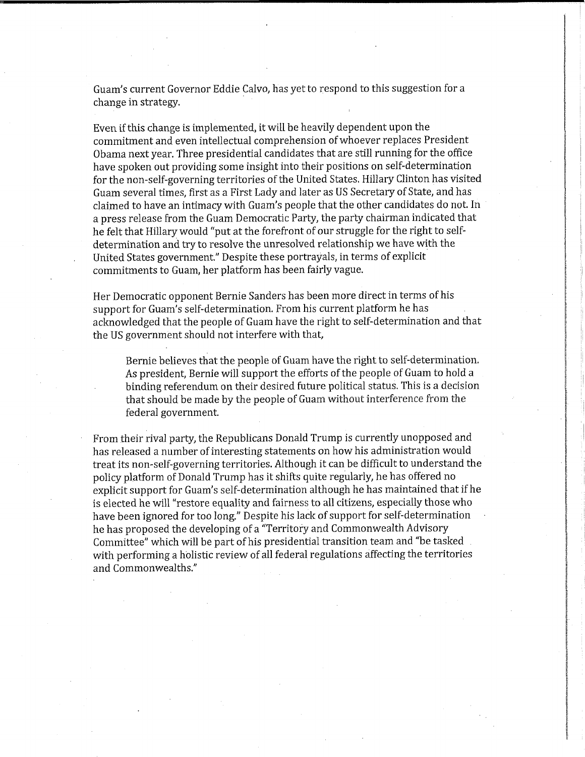Guam's current Governor Eddie Calvo, has yet to respond to this suggestion for a change in strategy.

Even if this change is implemented, it will be heavily dependent upon the commitment and even intellectual comprehension of whoever replaces President Obama next year. Three presidential candidates that are still running for the office have spoken out providing some insight into their positions on self-determination for the non-self-governing territories of the United States. Hillary Clinton has visited Guam several times, first as a First Lady and later as US Secretary of State, and has claimed to have an intimacy with Guam's people that the other candidates do not. In a press release from the Guam Democratic Party, the party chairman indicated that he felt that Hillary would "put at the forefront of our struggle for the right to self-determination and try to resolve the unresolved relationship we have with the United States government." Despite these portrayals, in terms of explicit commitments to Guam, her platform has been fairly vague.

Her Democratic opponent Bernie Sanders has been more direct in terms of his support for Guam's self-determination. From his current platform he has acknowledged that the people of Guam have the right to self-determination and that the US government should not interfere with that,

> Bernie believes that the people of Guam have the right to self-determination. As president, Bernie will support the efforts of the people of Guam to hold a binding referendum on their desired future political status. This is a decision that should be made by the people of Guam without interference from the federal government.

From their rival party, the Republicans Donald Trump is currently unopposed and has released a number of interesting statements on how his administration would treat its non-self-governing territories. Although it can be difficult to understand the policy platform of Donald Trump has it shifts quite regularly, he has offered no explicit support for Guam's self-determination although he has maintained that if he is elected he will "restore equality and fairness to all citizens, especially those who have been ignored for too long." Despite his lack of support for self-determination he has proposed the developing of a "Territory and Commonwealth Advisory Committee" which will be part of his presidential transition team and "be tasked with performing a holistic review of all federal regulations affecting the territories and Commonwealths."